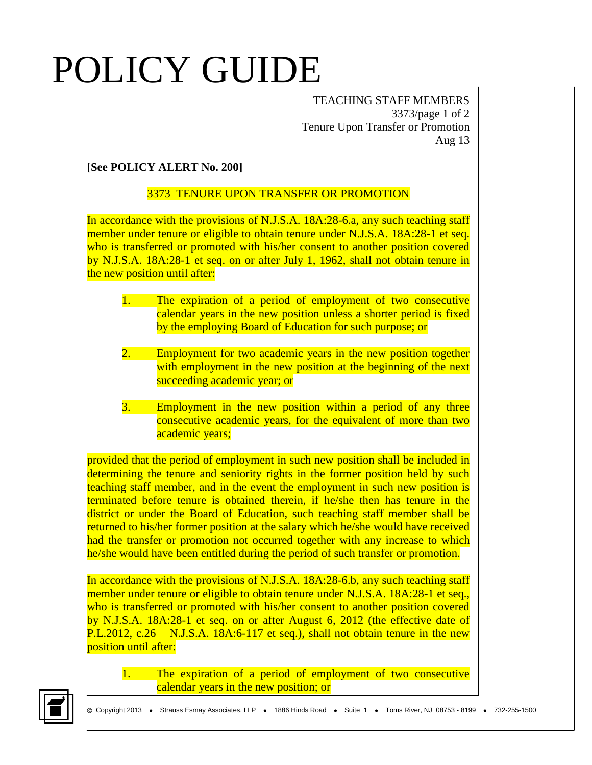# POLICY GUIDE

TEACHING STAFF MEMBERS
3373/page 1 of 2
Tenure Upon Transfer or Promotion
Aug 13

**[See POLICY ALERT No. 200]**

## 3373 TENURE UPON TRANSFER OR PROMOTION

In accordance with the provisions of N.J.S.A. 18A:28-6.a, any such teaching staff member under tenure or eligible to obtain tenure under N.J.S.A. 18A:28-1 et seq. who is transferred or promoted with his/her consent to another position covered by N.J.S.A. 18A:28-1 et seq. on or after July 1, 1962, shall not obtain tenure in the new position until after:

1. The expiration of a period of employment of two consecutive calendar years in the new position unless a shorter period is fixed by the employing Board of Education for such purpose; or
2. Employment for two academic years in the new position together with employment in the new position at the beginning of the next succeeding academic year; or
3. Employment in the new position within a period of any three consecutive academic years, for the equivalent of more than two academic years;

provided that the period of employment in such new position shall be included in determining the tenure and seniority rights in the former position held by such teaching staff member, and in the event the employment in such new position is terminated before tenure is obtained therein, if he/she then has tenure in the district or under the Board of Education, such teaching staff member shall be returned to his/her former position at the salary which he/she would have received had the transfer or promotion not occurred together with any increase to which he/she would have been entitled during the period of such transfer or promotion.

In accordance with the provisions of N.J.S.A. 18A:28-6.b, any such teaching staff member under tenure or eligible to obtain tenure under N.J.S.A. 18A:28-1 et seq., who is transferred or promoted with his/her consent to another position covered by N.J.S.A. 18A:28-1 et seq. on or after August 6, 2012 (the effective date of P.L.2012, c.26 – N.J.S.A. 18A:6-117 et seq.), shall not obtain tenure in the new position until after:

1. The expiration of a period of employment of two consecutive calendar years in the new position; or

© Copyright 2013 • Strauss Esmay Associates, LLP • 1886 Hinds Road • Suite 1 • Toms River, NJ 08753 - 8199 • 732-255-1500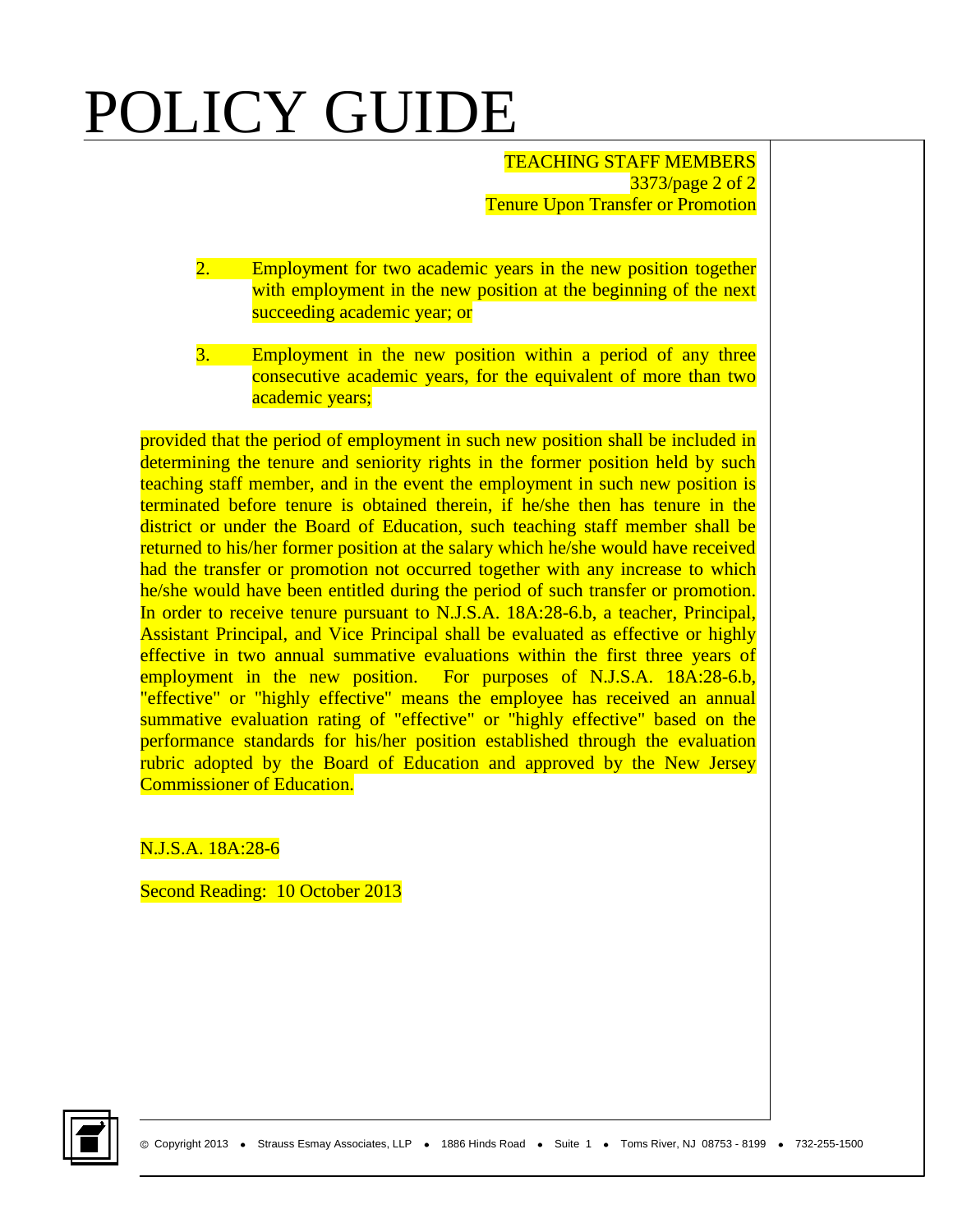2. Employment for two academic years in the new position together with employment in the new position at the beginning of the next succeeding academic year; or

3. Employment in the new position within a period of any three consecutive academic years, for the equivalent of more than two academic years;

provided that the period of employment in such new position shall be included in determining the tenure and seniority rights in the former position held by such teaching staff member, and in the event the employment in such new position is terminated before tenure is obtained therein, if he/she then has tenure in the district or under the Board of Education, such teaching staff member shall be returned to his/her former position at the salary which he/she would have received had the transfer or promotion not occurred together with any increase to which he/she would have been entitled during the period of such transfer or promotion. In order to receive tenure pursuant to N.J.S.A. 18A:28-6.b, a teacher, Principal, Assistant Principal, and Vice Principal shall be evaluated as effective or highly effective in two annual summative evaluations within the first three years of employment in the new position. For purposes of N.J.S.A. 18A:28-6.b, "effective" or "highly effective" means the employee has received an annual summative evaluation rating of "effective" or "highly effective" based on the performance standards for his/her position established through the evaluation rubric adopted by the Board of Education and approved by the New Jersey Commissioner of Education.

N.J.S.A. 18A:28-6

Second Reading: 10 October 2013